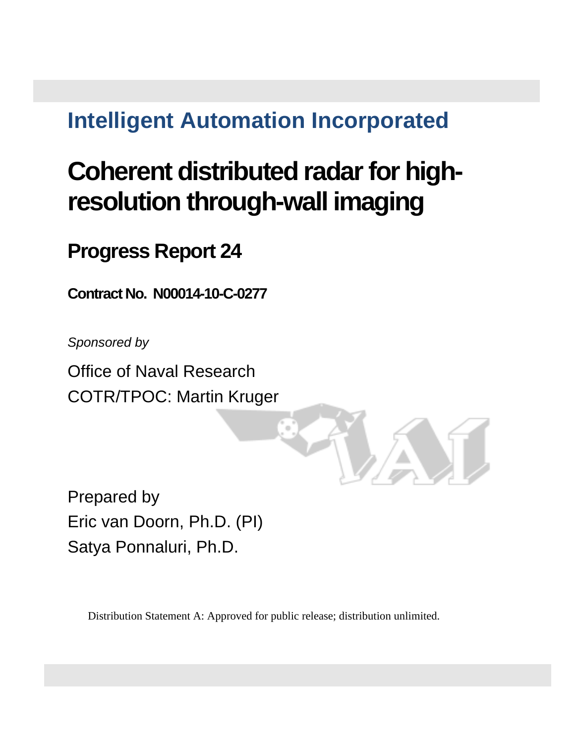## Intelligent Automation Incorporated

# Coherent distributed radar for high-resolution through-wall imaging

## Progress Report 24

**Contract No. N00014-10-C-0277**

*Sponsored by*

Office of Naval Research
COTR/TPOC: Martin Kruger

Prepared by
Eric van Doorn, Ph.D. (PI)
Satya Ponnaluri, Ph.D.

Distribution Statement A: Approved for public release; distribution unlimited.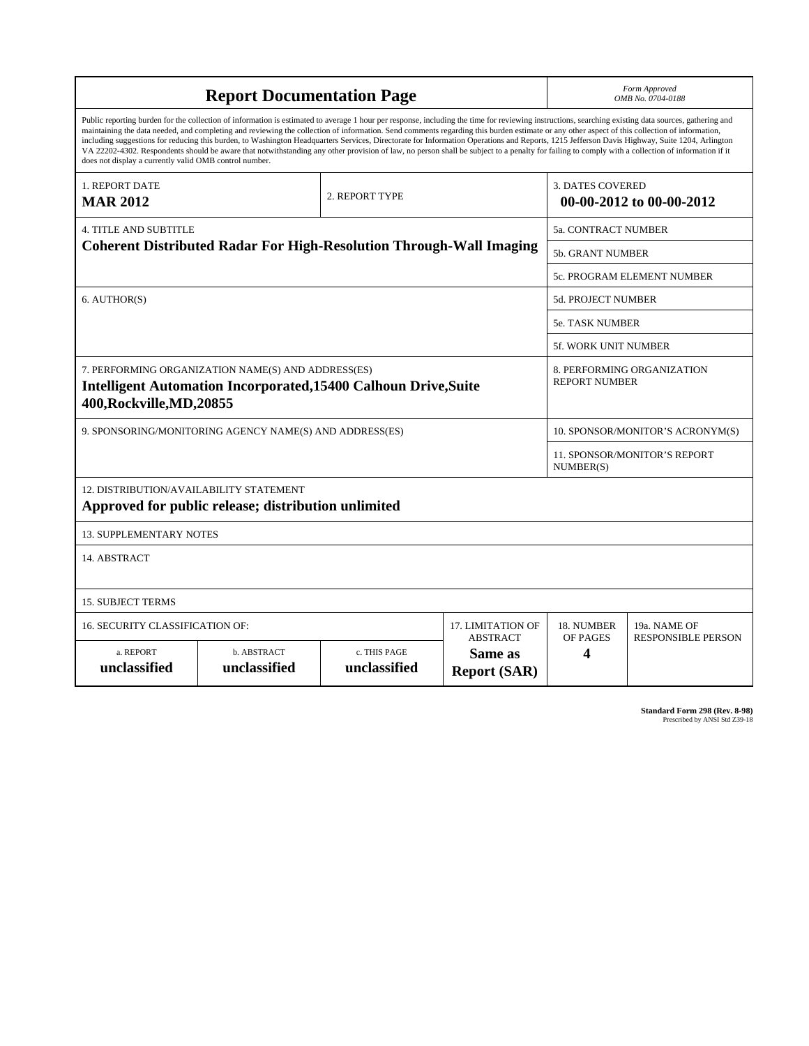# Report Documentation Page

*Form Approved*
*OMB No. 0704-0188*

Public reporting burden for the collection of information is estimated to average 1 hour per response, including the time for reviewing instructions, searching existing data sources, gathering and maintaining the data needed, and completing and reviewing the collection of information. Send comments regarding this burden estimate or any other aspect of this collection of information, including suggestions for reducing this burden, to Washington Headquarters Services, Directorate for Information Operations and Reports, 1215 Jefferson Davis Highway, Suite 1204, Arlington VA 22202-4302. Respondents should be aware that notwithstanding any other provision of law, no person shall be subject to a penalty for failing to comply with a collection of information if it does not display a currently valid OMB control number.

| 1. REPORT DATE | 2. REPORT TYPE | 3. DATES COVERED |
|---|---|---|
| **MAR 2012** | | **00-00-2012 to 00-00-2012** |

| 4. TITLE AND SUBTITLE | |
|---|---|
| **Coherent Distributed Radar For High-Resolution Through-Wall Imaging** | 5a. CONTRACT NUMBER |
| | 5b. GRANT NUMBER |
| | 5c. PROGRAM ELEMENT NUMBER |
| 6. AUTHOR(S) | 5d. PROJECT NUMBER |
| | 5e. TASK NUMBER |
| | 5f. WORK UNIT NUMBER |
| 7. PERFORMING ORGANIZATION NAME(S) AND ADDRESS(ES) **Intelligent Automation Incorporated,15400 Calhoun Drive,Suite 400,Rockville,MD,20855** | 8. PERFORMING ORGANIZATION REPORT NUMBER |
| 9. SPONSORING/MONITORING AGENCY NAME(S) AND ADDRESS(ES) | 10. SPONSOR/MONITOR'S ACRONYM(S) |
| | 11. SPONSOR/MONITOR'S REPORT NUMBER(S) |

12. DISTRIBUTION/AVAILABILITY STATEMENT
**Approved for public release; distribution unlimited**

13. SUPPLEMENTARY NOTES

14. ABSTRACT

15. SUBJECT TERMS

| 16. SECURITY CLASSIFICATION OF: | | | 17. LIMITATION OF ABSTRACT | 18. NUMBER OF PAGES | 19a. NAME OF RESPONSIBLE PERSON |
|---|---|---|---|---|---|
| a. REPORT | b. ABSTRACT | c. THIS PAGE | | | |
| **unclassified** | **unclassified** | **unclassified** | **Same as Report (SAR)** | **4** | |

**Standard Form 298 (Rev. 8-98)**
Prescribed by ANSI Std Z39-18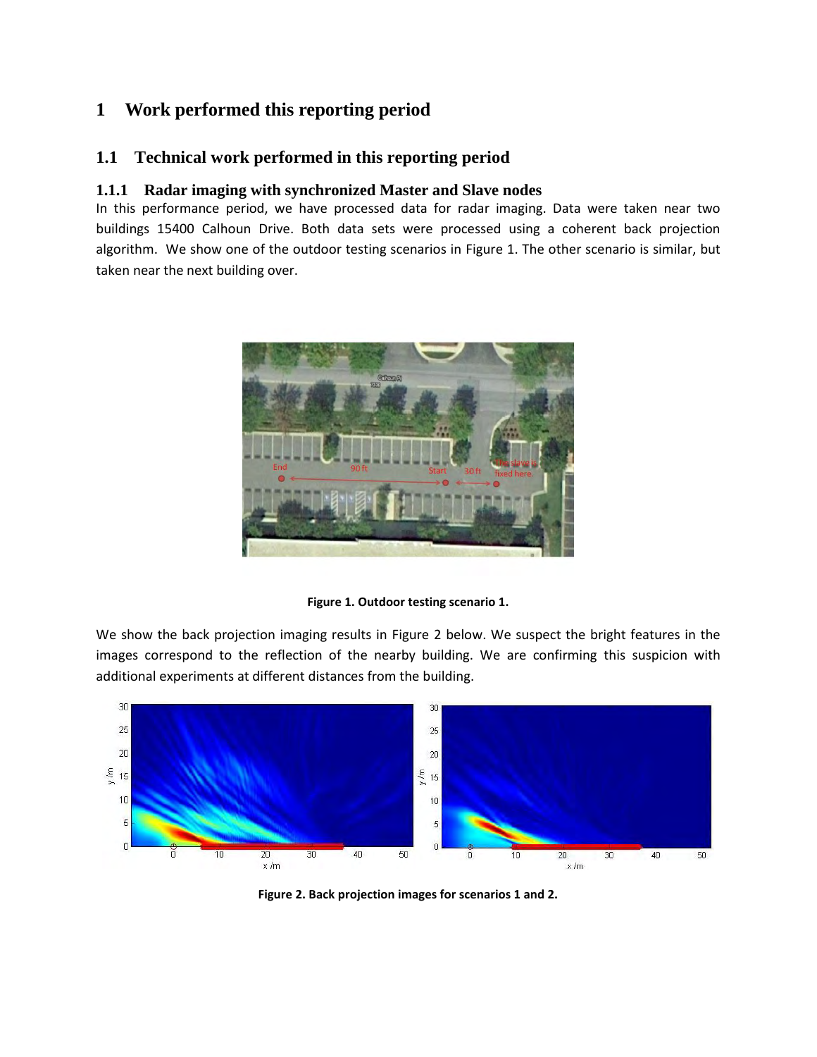# 1 Work performed this reporting period

## 1.1 Technical work performed in this reporting period

### 1.1.1 Radar imaging with synchronized Master and Slave nodes

In this performance period, we have processed data for radar imaging. Data were taken near two buildings 15400 Calhoun Drive. Both data sets were processed using a coherent back projection algorithm. We show one of the outdoor testing scenarios in Figure 1. The other scenario is similar, but taken near the next building over.

**Figure 1. Outdoor testing scenario 1.**

We show the back projection imaging results in Figure 2 below. We suspect the bright features in the images correspond to the reflection of the nearby building. We are confirming this suspicion with additional experiments at different distances from the building.

**Figure 2. Back projection images for scenarios 1 and 2.**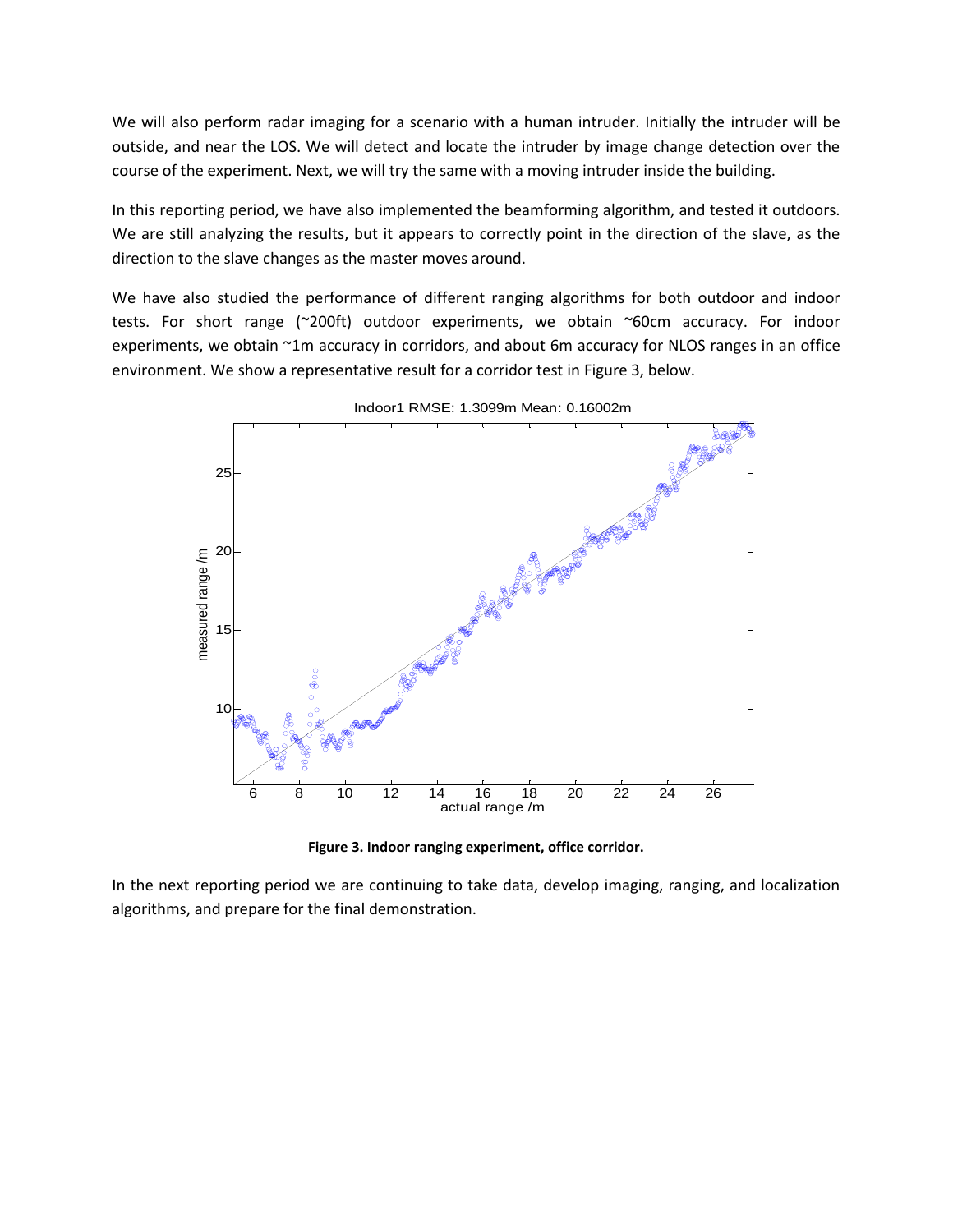We will also perform radar imaging for a scenario with a human intruder. Initially the intruder will be outside, and near the LOS. We will detect and locate the intruder by image change detection over the course of the experiment. Next, we will try the same with a moving intruder inside the building.

In this reporting period, we have also implemented the beamforming algorithm, and tested it outdoors. We are still analyzing the results, but it appears to correctly point in the direction of the slave, as the direction to the slave changes as the master moves around.

We have also studied the performance of different ranging algorithms for both outdoor and indoor tests. For short range (~200ft) outdoor experiments, we obtain ~60cm accuracy. For indoor experiments, we obtain ~1m accuracy in corridors, and about 6m accuracy for NLOS ranges in an office environment. We show a representative result for a corridor test in Figure 3, below.

Indoor1 RMSE: 1.3099m Mean: 0.16002m

measured range /m

25

20

15

10

6 8 10 12 14 16 18 20 22 24 26

actual range /m

**Figure 3. Indoor ranging experiment, office corridor.**

In the next reporting period we are continuing to take data, develop imaging, ranging, and localization algorithms, and prepare for the final demonstration.